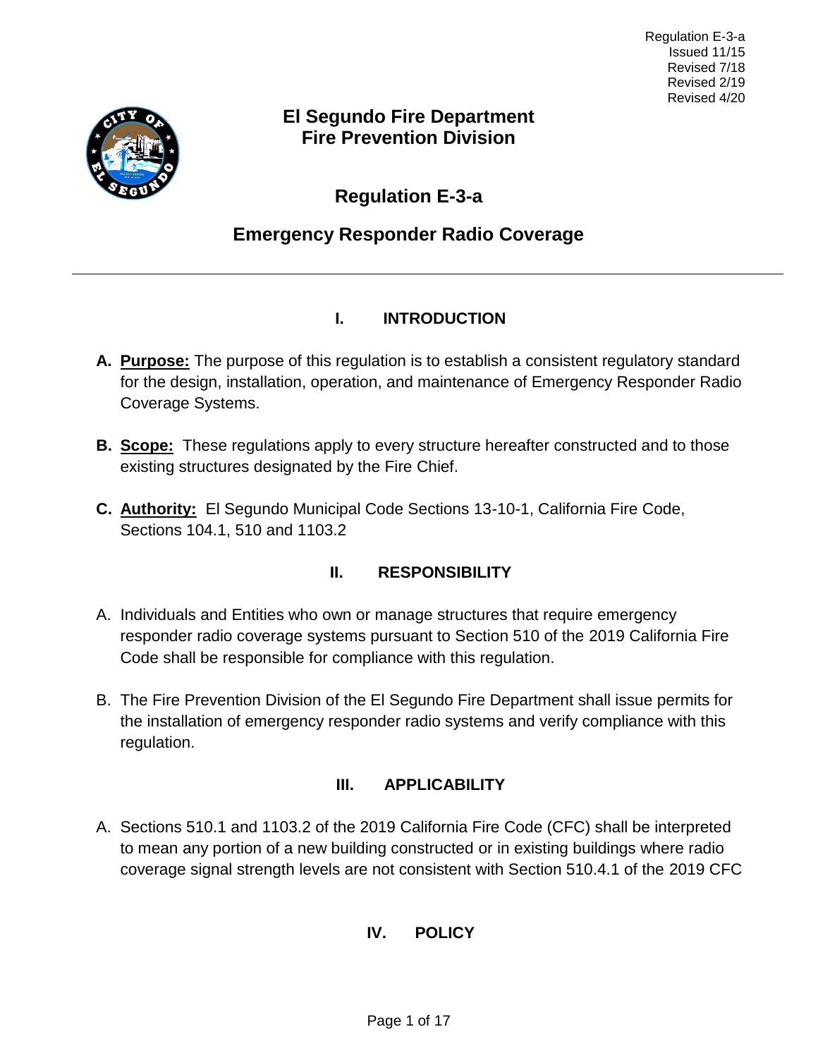Regulation E-3-a
Issued 11/15
Revised 7/18
Revised 2/19
Revised 4/20

# El Segundo Fire Department
# Fire Prevention Division

## Regulation E-3-a

## Emergency Responder Radio Coverage

---

### I. INTRODUCTION

**A.** **Purpose:** The purpose of this regulation is to establish a consistent regulatory standard for the design, installation, operation, and maintenance of Emergency Responder Radio Coverage Systems.

**B.** **Scope:** These regulations apply to every structure hereafter constructed and to those existing structures designated by the Fire Chief.

**C.** **Authority:** El Segundo Municipal Code Sections 13-10-1, California Fire Code, Sections 104.1, 510 and 1103.2

### II. RESPONSIBILITY

A. Individuals and Entities who own or manage structures that require emergency responder radio coverage systems pursuant to Section 510 of the 2019 California Fire Code shall be responsible for compliance with this regulation.

B. The Fire Prevention Division of the El Segundo Fire Department shall issue permits for the installation of emergency responder radio systems and verify compliance with this regulation.

### III. APPLICABILITY

A. Sections 510.1 and 1103.2 of the 2019 California Fire Code (CFC) shall be interpreted to mean any portion of a new building constructed or in existing buildings where radio coverage signal strength levels are not consistent with Section 510.4.1 of the 2019 CFC

### IV. POLICY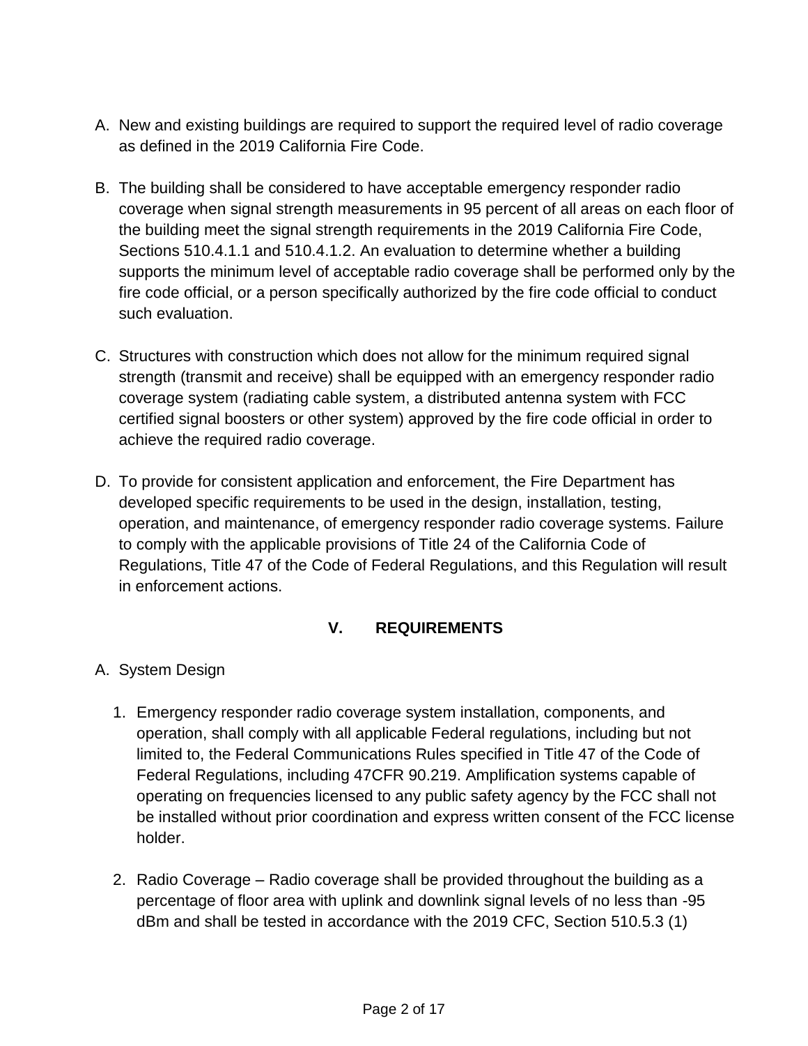A. New and existing buildings are required to support the required level of radio coverage as defined in the 2019 California Fire Code.

B. The building shall be considered to have acceptable emergency responder radio coverage when signal strength measurements in 95 percent of all areas on each floor of the building meet the signal strength requirements in the 2019 California Fire Code, Sections 510.4.1.1 and 510.4.1.2. An evaluation to determine whether a building supports the minimum level of acceptable radio coverage shall be performed only by the fire code official, or a person specifically authorized by the fire code official to conduct such evaluation.

C. Structures with construction which does not allow for the minimum required signal strength (transmit and receive) shall be equipped with an emergency responder radio coverage system (radiating cable system, a distributed antenna system with FCC certified signal boosters or other system) approved by the fire code official in order to achieve the required radio coverage.

D. To provide for consistent application and enforcement, the Fire Department has developed specific requirements to be used in the design, installation, testing, operation, and maintenance, of emergency responder radio coverage systems. Failure to comply with the applicable provisions of Title 24 of the California Code of Regulations, Title 47 of the Code of Federal Regulations, and this Regulation will result in enforcement actions.

## V. REQUIREMENTS

A. System Design

1. Emergency responder radio coverage system installation, components, and operation, shall comply with all applicable Federal regulations, including but not limited to, the Federal Communications Rules specified in Title 47 of the Code of Federal Regulations, including 47CFR 90.219. Amplification systems capable of operating on frequencies licensed to any public safety agency by the FCC shall not be installed without prior coordination and express written consent of the FCC license holder.

2. Radio Coverage – Radio coverage shall be provided throughout the building as a percentage of floor area with uplink and downlink signal levels of no less than -95 dBm and shall be tested in accordance with the 2019 CFC, Section 510.5.3 (1)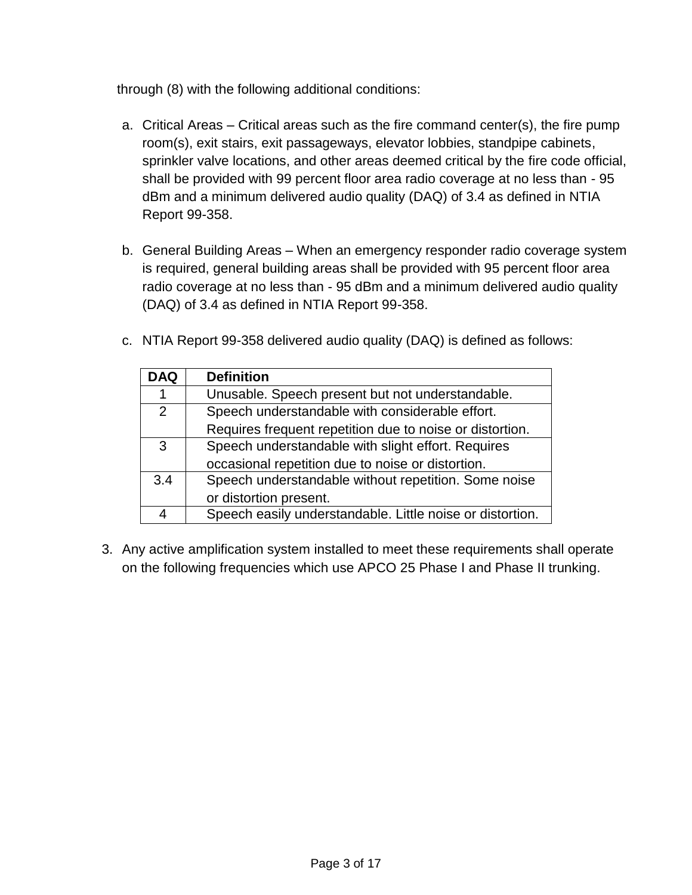through (8) with the following additional conditions:

a. Critical Areas – Critical areas such as the fire command center(s), the fire pump room(s), exit stairs, exit passageways, elevator lobbies, standpipe cabinets, sprinkler valve locations, and other areas deemed critical by the fire code official, shall be provided with 99 percent floor area radio coverage at no less than - 95 dBm and a minimum delivered audio quality (DAQ) of 3.4 as defined in NTIA Report 99-358.

b. General Building Areas – When an emergency responder radio coverage system is required, general building areas shall be provided with 95 percent floor area radio coverage at no less than - 95 dBm and a minimum delivered audio quality (DAQ) of 3.4 as defined in NTIA Report 99-358.

c. NTIA Report 99-358 delivered audio quality (DAQ) is defined as follows:

| DAQ | Definition |
|---|---|
| 1 | Unusable. Speech present but not understandable. |
| 2 | Speech understandable with considerable effort. Requires frequent repetition due to noise or distortion. |
| 3 | Speech understandable with slight effort. Requires occasional repetition due to noise or distortion. |
| 3.4 | Speech understandable without repetition. Some noise or distortion present. |
| 4 | Speech easily understandable. Little noise or distortion. |

3. Any active amplification system installed to meet these requirements shall operate on the following frequencies which use APCO 25 Phase I and Phase II trunking.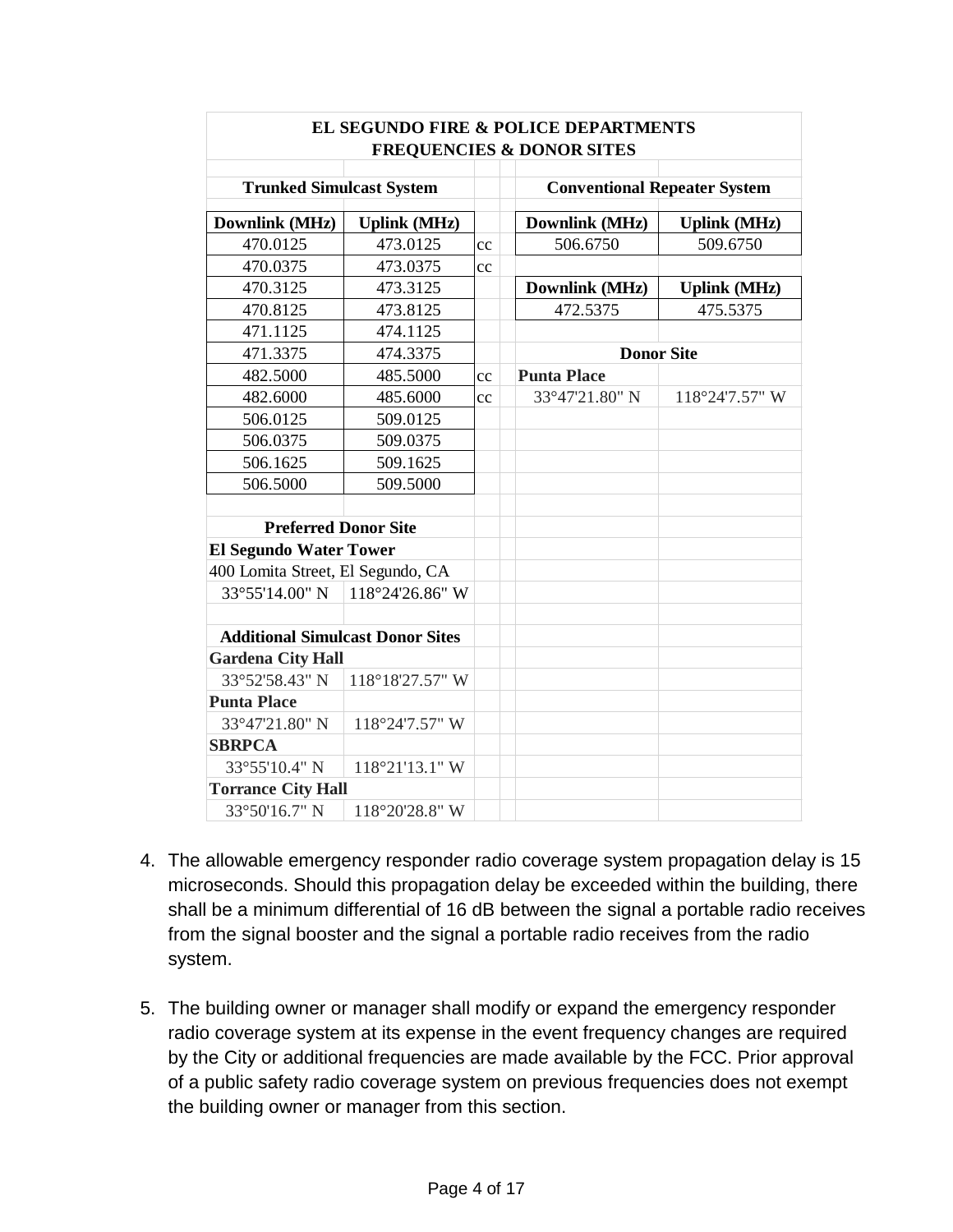**EL SEGUNDO FIRE & POLICE DEPARTMENTS**
**FREQUENCIES & DONOR SITES**

| Trunked Simulcast System | | | | Conventional Repeater System | |
|---|---|---|---|---|---|
| **Downlink (MHz)** | **Uplink (MHz)** | | | **Downlink (MHz)** | **Uplink (MHz)** |
| 470.0125 | 473.0125 | cc | | 506.6750 | 509.6750 |
| 470.0375 | 473.0375 | cc | | | |
| 470.3125 | 473.3125 | | | **Downlink (MHz)** | **Uplink (MHz)** |
| 470.8125 | 473.8125 | | | 472.5375 | 475.5375 |
| 471.1125 | 474.1125 | | | | |
| 471.3375 | 474.3375 | | | **Donor Site** | |
| 482.5000 | 485.5000 | cc | | **Punta Place** | |
| 482.6000 | 485.6000 | cc | | 33°47'21.80" N | 118°24'7.57" W |
| 506.0125 | 509.0125 | | | | |
| 506.0375 | 509.0375 | | | | |
| 506.1625 | 509.1625 | | | | |
| 506.5000 | 509.5000 | | | | |
| | | | | | |
| **Preferred Donor Site** | | | | | |
| **El Segundo Water Tower** | | | | | |
| 400 Lomita Street, El Segundo, CA | | | | | |
| 33°55'14.00" N | 118°24'26.86" W | | | | |
| | | | | | |
| **Additional Simulcast Donor Sites** | | | | | |
| **Gardena City Hall** | | | | | |
| 33°52'58.43" N | 118°18'27.57" W | | | | |
| **Punta Place** | | | | | |
| 33°47'21.80" N | 118°24'7.57" W | | | | |
| **SBRPCA** | | | | | |
| 33°55'10.4" N | 118°21'13.1" W | | | | |
| **Torrance City Hall** | | | | | |
| 33°50'16.7" N | 118°20'28.8" W | | | | |

4. The allowable emergency responder radio coverage system propagation delay is 15 microseconds. Should this propagation delay be exceeded within the building, there shall be a minimum differential of 16 dB between the signal a portable radio receives from the signal booster and the signal a portable radio receives from the radio system.

5. The building owner or manager shall modify or expand the emergency responder radio coverage system at its expense in the event frequency changes are required by the City or additional frequencies are made available by the FCC. Prior approval of a public safety radio coverage system on previous frequencies does not exempt the building owner or manager from this section.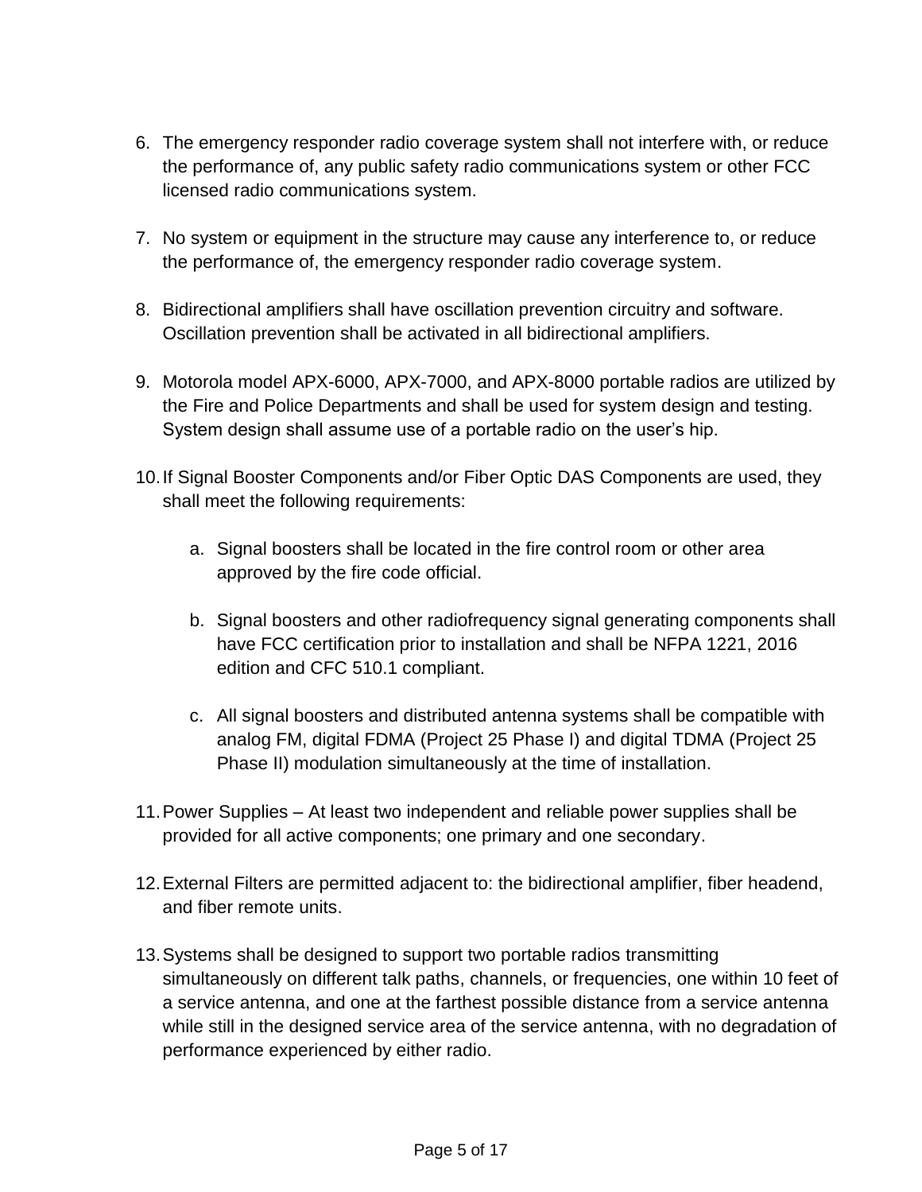6. The emergency responder radio coverage system shall not interfere with, or reduce the performance of, any public safety radio communications system or other FCC licensed radio communications system.

7. No system or equipment in the structure may cause any interference to, or reduce the performance of, the emergency responder radio coverage system.

8. Bidirectional amplifiers shall have oscillation prevention circuitry and software. Oscillation prevention shall be activated in all bidirectional amplifiers.

9. Motorola model APX-6000, APX-7000, and APX-8000 portable radios are utilized by the Fire and Police Departments and shall be used for system design and testing. System design shall assume use of a portable radio on the user's hip.

10. If Signal Booster Components and/or Fiber Optic DAS Components are used, they shall meet the following requirements:

    a. Signal boosters shall be located in the fire control room or other area approved by the fire code official.

    b. Signal boosters and other radiofrequency signal generating components shall have FCC certification prior to installation and shall be NFPA 1221, 2016 edition and CFC 510.1 compliant.

    c. All signal boosters and distributed antenna systems shall be compatible with analog FM, digital FDMA (Project 25 Phase I) and digital TDMA (Project 25 Phase II) modulation simultaneously at the time of installation.

11. Power Supplies – At least two independent and reliable power supplies shall be provided for all active components; one primary and one secondary.

12. External Filters are permitted adjacent to: the bidirectional amplifier, fiber headend, and fiber remote units.

13. Systems shall be designed to support two portable radios transmitting simultaneously on different talk paths, channels, or frequencies, one within 10 feet of a service antenna, and one at the farthest possible distance from a service antenna while still in the designed service area of the service antenna, with no degradation of performance experienced by either radio.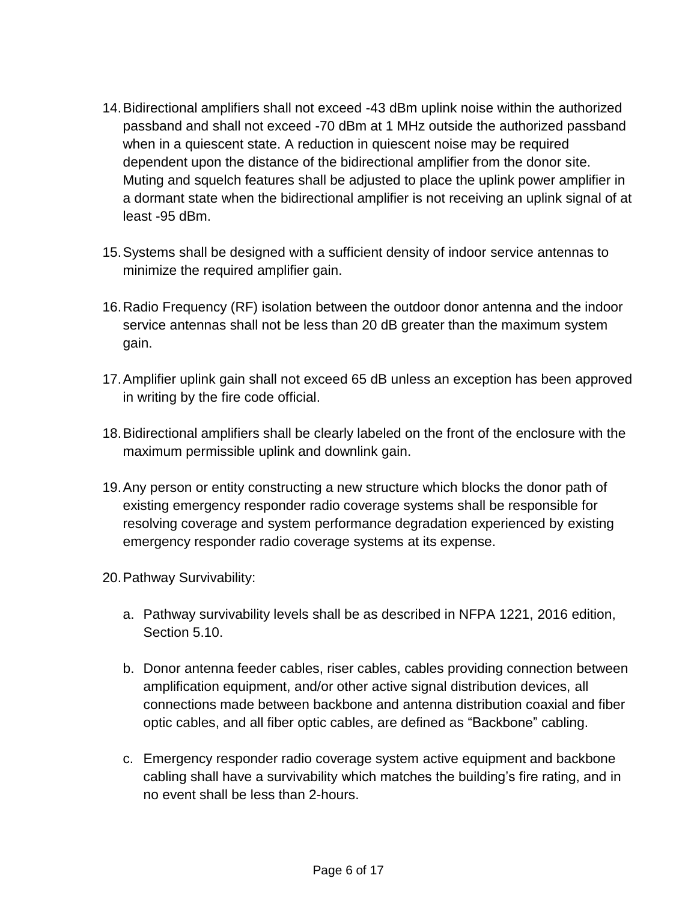14. Bidirectional amplifiers shall not exceed -43 dBm uplink noise within the authorized passband and shall not exceed -70 dBm at 1 MHz outside the authorized passband when in a quiescent state. A reduction in quiescent noise may be required dependent upon the distance of the bidirectional amplifier from the donor site. Muting and squelch features shall be adjusted to place the uplink power amplifier in a dormant state when the bidirectional amplifier is not receiving an uplink signal of at least -95 dBm.

15. Systems shall be designed with a sufficient density of indoor service antennas to minimize the required amplifier gain.

16. Radio Frequency (RF) isolation between the outdoor donor antenna and the indoor service antennas shall not be less than 20 dB greater than the maximum system gain.

17. Amplifier uplink gain shall not exceed 65 dB unless an exception has been approved in writing by the fire code official.

18. Bidirectional amplifiers shall be clearly labeled on the front of the enclosure with the maximum permissible uplink and downlink gain.

19. Any person or entity constructing a new structure which blocks the donor path of existing emergency responder radio coverage systems shall be responsible for resolving coverage and system performance degradation experienced by existing emergency responder radio coverage systems at its expense.

20. Pathway Survivability:

    a. Pathway survivability levels shall be as described in NFPA 1221, 2016 edition, Section 5.10.

    b. Donor antenna feeder cables, riser cables, cables providing connection between amplification equipment, and/or other active signal distribution devices, all connections made between backbone and antenna distribution coaxial and fiber optic cables, and all fiber optic cables, are defined as “Backbone” cabling.

    c. Emergency responder radio coverage system active equipment and backbone cabling shall have a survivability which matches the building’s fire rating, and in no event shall be less than 2-hours.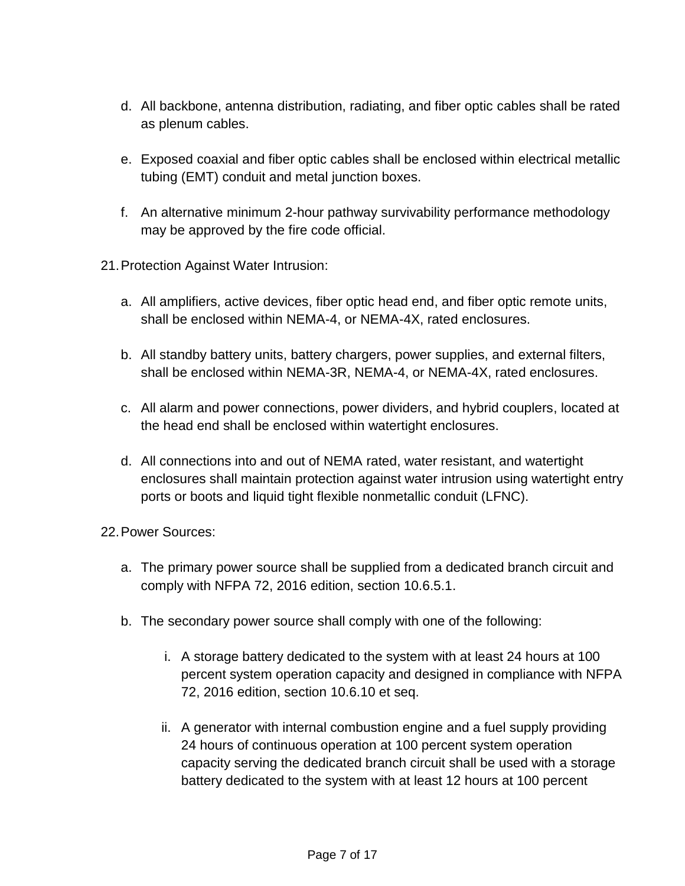d. All backbone, antenna distribution, radiating, and fiber optic cables shall be rated as plenum cables.

e. Exposed coaxial and fiber optic cables shall be enclosed within electrical metallic tubing (EMT) conduit and metal junction boxes.

f. An alternative minimum 2-hour pathway survivability performance methodology may be approved by the fire code official.

21. Protection Against Water Intrusion:

    a. All amplifiers, active devices, fiber optic head end, and fiber optic remote units, shall be enclosed within NEMA-4, or NEMA-4X, rated enclosures.

    b. All standby battery units, battery chargers, power supplies, and external filters, shall be enclosed within NEMA-3R, NEMA-4, or NEMA-4X, rated enclosures.

    c. All alarm and power connections, power dividers, and hybrid couplers, located at the head end shall be enclosed within watertight enclosures.

    d. All connections into and out of NEMA rated, water resistant, and watertight enclosures shall maintain protection against water intrusion using watertight entry ports or boots and liquid tight flexible nonmetallic conduit (LFNC).

22. Power Sources:

    a. The primary power source shall be supplied from a dedicated branch circuit and comply with NFPA 72, 2016 edition, section 10.6.5.1.

    b. The secondary power source shall comply with one of the following:

        i. A storage battery dedicated to the system with at least 24 hours at 100 percent system operation capacity and designed in compliance with NFPA 72, 2016 edition, section 10.6.10 et seq.

        ii. A generator with internal combustion engine and a fuel supply providing 24 hours of continuous operation at 100 percent system operation capacity serving the dedicated branch circuit shall be used with a storage battery dedicated to the system with at least 12 hours at 100 percent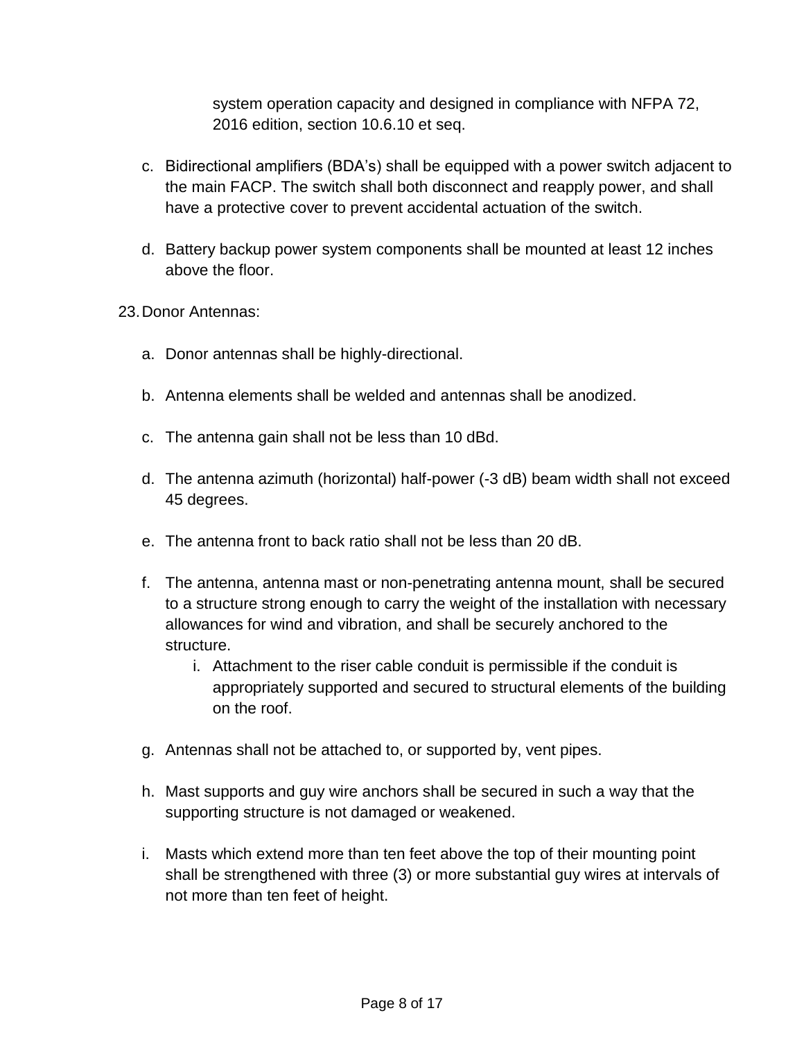system operation capacity and designed in compliance with NFPA 72, 2016 edition, section 10.6.10 et seq.

c. Bidirectional amplifiers (BDA's) shall be equipped with a power switch adjacent to the main FACP. The switch shall both disconnect and reapply power, and shall have a protective cover to prevent accidental actuation of the switch.

d. Battery backup power system components shall be mounted at least 12 inches above the floor.

23. Donor Antennas:

a. Donor antennas shall be highly-directional.

b. Antenna elements shall be welded and antennas shall be anodized.

c. The antenna gain shall not be less than 10 dBd.

d. The antenna azimuth (horizontal) half-power (-3 dB) beam width shall not exceed 45 degrees.

e. The antenna front to back ratio shall not be less than 20 dB.

f. The antenna, antenna mast or non-penetrating antenna mount, shall be secured to a structure strong enough to carry the weight of the installation with necessary allowances for wind and vibration, and shall be securely anchored to the structure.

   i. Attachment to the riser cable conduit is permissible if the conduit is appropriately supported and secured to structural elements of the building on the roof.

g. Antennas shall not be attached to, or supported by, vent pipes.

h. Mast supports and guy wire anchors shall be secured in such a way that the supporting structure is not damaged or weakened.

i. Masts which extend more than ten feet above the top of their mounting point shall be strengthened with three (3) or more substantial guy wires at intervals of not more than ten feet of height.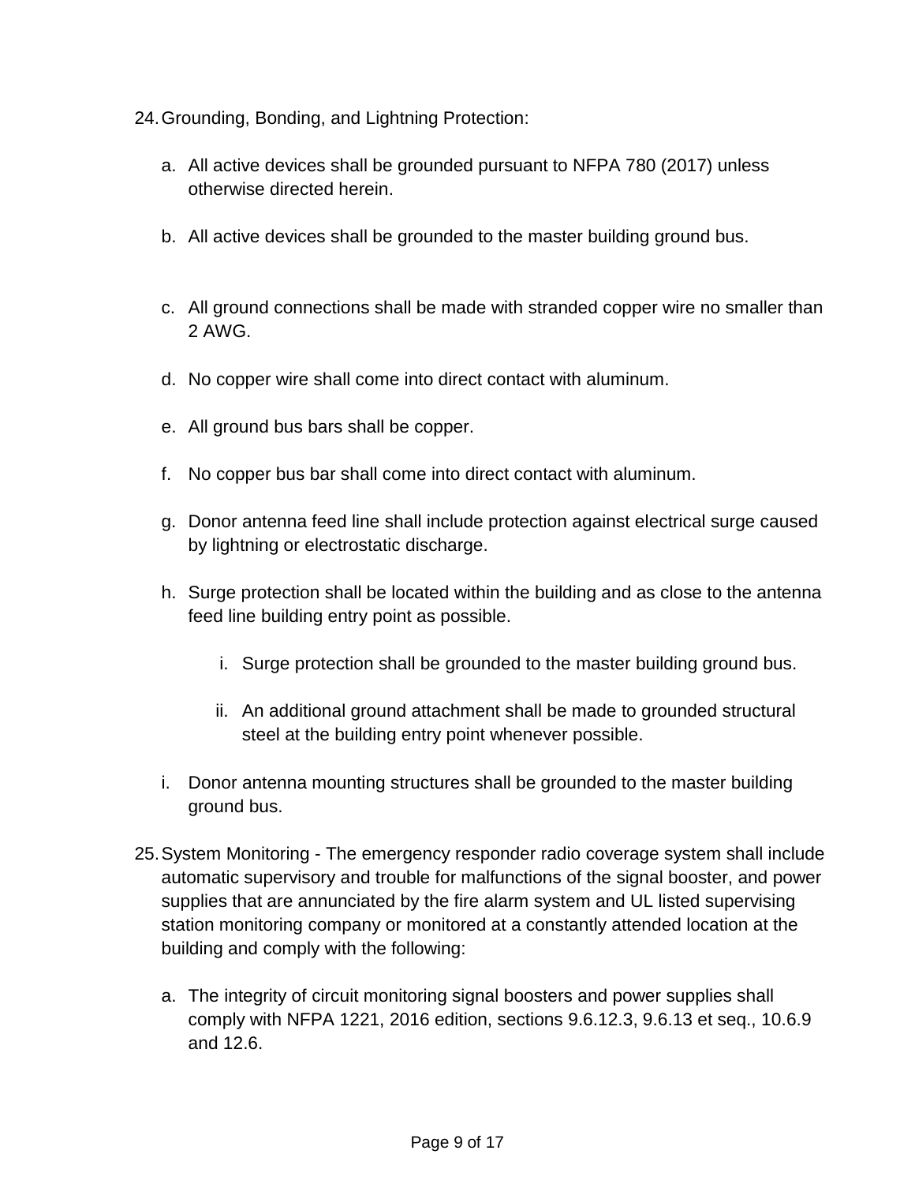24. Grounding, Bonding, and Lightning Protection:

    a. All active devices shall be grounded pursuant to NFPA 780 (2017) unless otherwise directed herein.

    b. All active devices shall be grounded to the master building ground bus.

    c. All ground connections shall be made with stranded copper wire no smaller than 2 AWG.

    d. No copper wire shall come into direct contact with aluminum.

    e. All ground bus bars shall be copper.

    f. No copper bus bar shall come into direct contact with aluminum.

    g. Donor antenna feed line shall include protection against electrical surge caused by lightning or electrostatic discharge.

    h. Surge protection shall be located within the building and as close to the antenna feed line building entry point as possible.

        i. Surge protection shall be grounded to the master building ground bus.

        ii. An additional ground attachment shall be made to grounded structural steel at the building entry point whenever possible.

    i. Donor antenna mounting structures shall be grounded to the master building ground bus.

25. System Monitoring - The emergency responder radio coverage system shall include automatic supervisory and trouble for malfunctions of the signal booster, and power supplies that are annunciated by the fire alarm system and UL listed supervising station monitoring company or monitored at a constantly attended location at the building and comply with the following:

    a. The integrity of circuit monitoring signal boosters and power supplies shall comply with NFPA 1221, 2016 edition, sections 9.6.12.3, 9.6.13 et seq., 10.6.9 and 12.6.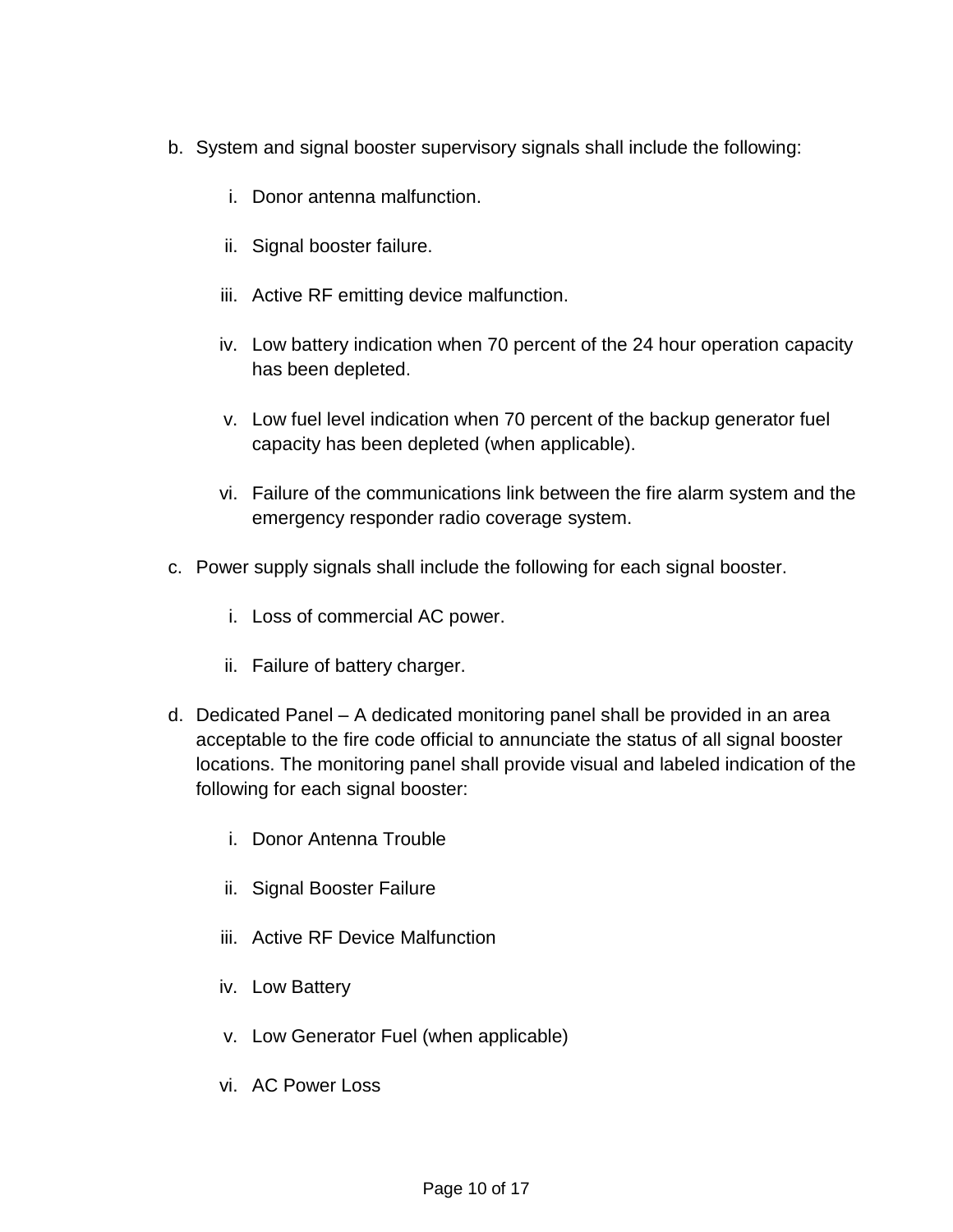b. System and signal booster supervisory signals shall include the following:

   i. Donor antenna malfunction.

   ii. Signal booster failure.

   iii. Active RF emitting device malfunction.

   iv. Low battery indication when 70 percent of the 24 hour operation capacity has been depleted.

   v. Low fuel level indication when 70 percent of the backup generator fuel capacity has been depleted (when applicable).

   vi. Failure of the communications link between the fire alarm system and the emergency responder radio coverage system.

c. Power supply signals shall include the following for each signal booster.

   i. Loss of commercial AC power.

   ii. Failure of battery charger.

d. Dedicated Panel – A dedicated monitoring panel shall be provided in an area acceptable to the fire code official to annunciate the status of all signal booster locations. The monitoring panel shall provide visual and labeled indication of the following for each signal booster:

   i. Donor Antenna Trouble

   ii. Signal Booster Failure

   iii. Active RF Device Malfunction

   iv. Low Battery

   v. Low Generator Fuel (when applicable)

   vi. AC Power Loss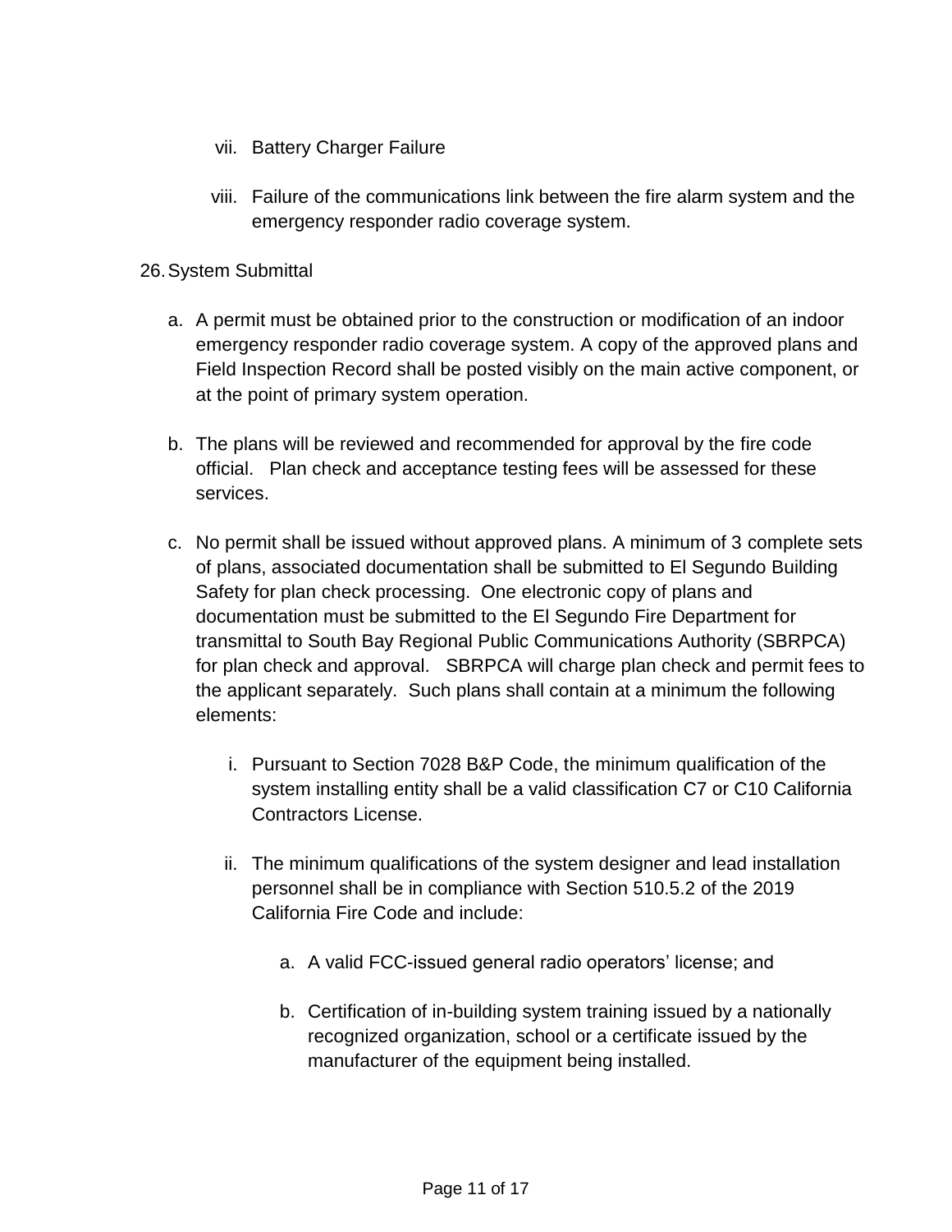vii. Battery Charger Failure

viii. Failure of the communications link between the fire alarm system and the emergency responder radio coverage system.

26. System Submittal

   a. A permit must be obtained prior to the construction or modification of an indoor emergency responder radio coverage system. A copy of the approved plans and Field Inspection Record shall be posted visibly on the main active component, or at the point of primary system operation.

   b. The plans will be reviewed and recommended for approval by the fire code official. Plan check and acceptance testing fees will be assessed for these services.

   c. No permit shall be issued without approved plans. A minimum of 3 complete sets of plans, associated documentation shall be submitted to El Segundo Building Safety for plan check processing. One electronic copy of plans and documentation must be submitted to the El Segundo Fire Department for transmittal to South Bay Regional Public Communications Authority (SBRPCA) for plan check and approval. SBRPCA will charge plan check and permit fees to the applicant separately. Such plans shall contain at a minimum the following elements:

      i. Pursuant to Section 7028 B&P Code, the minimum qualification of the system installing entity shall be a valid classification C7 or C10 California Contractors License.

      ii. The minimum qualifications of the system designer and lead installation personnel shall be in compliance with Section 510.5.2 of the 2019 California Fire Code and include:

         a. A valid FCC-issued general radio operators' license; and

         b. Certification of in-building system training issued by a nationally recognized organization, school or a certificate issued by the manufacturer of the equipment being installed.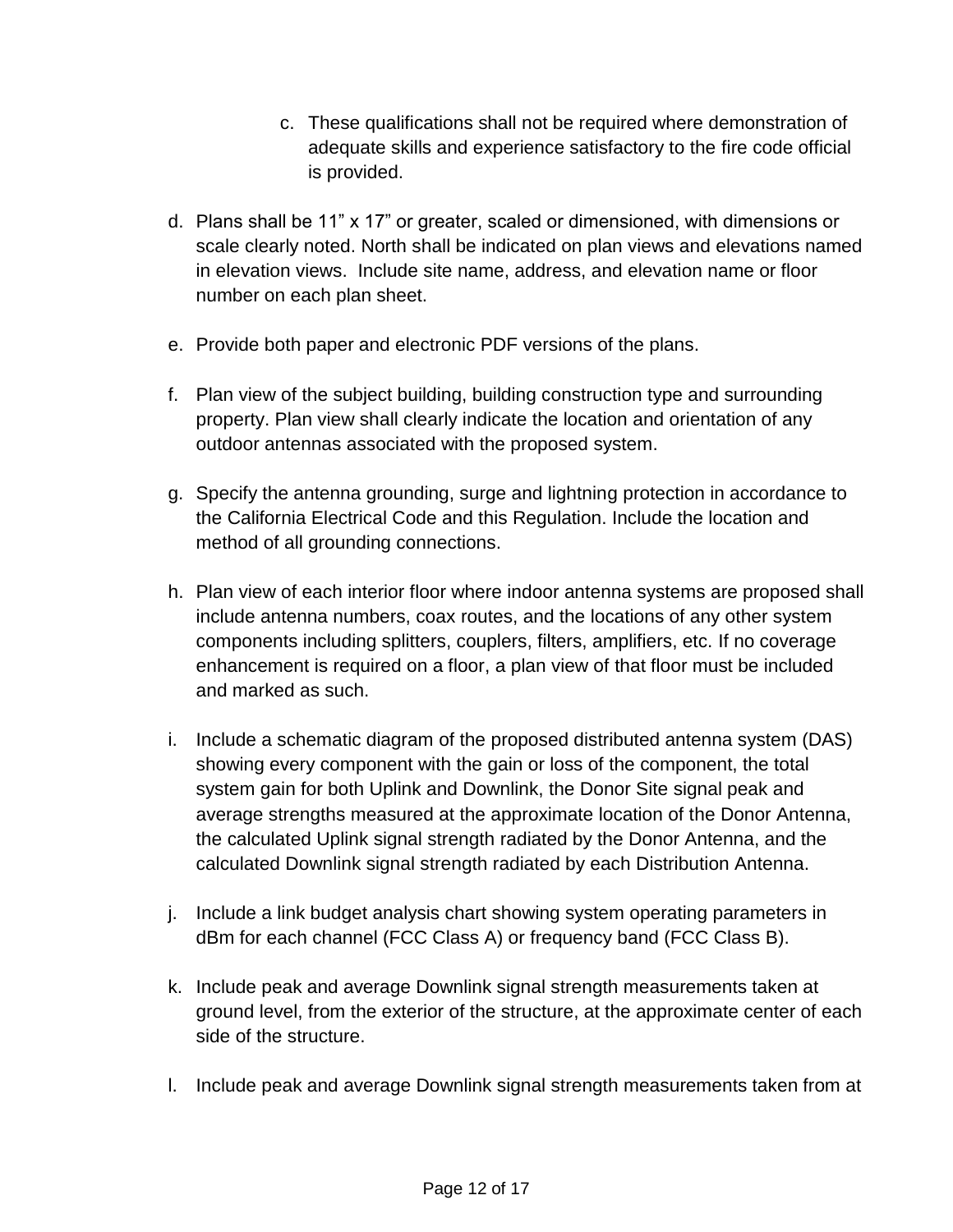c. These qualifications shall not be required where demonstration of adequate skills and experience satisfactory to the fire code official is provided.

d. Plans shall be 11” x 17” or greater, scaled or dimensioned, with dimensions or scale clearly noted. North shall be indicated on plan views and elevations named in elevation views. Include site name, address, and elevation name or floor number on each plan sheet.

e. Provide both paper and electronic PDF versions of the plans.

f. Plan view of the subject building, building construction type and surrounding property. Plan view shall clearly indicate the location and orientation of any outdoor antennas associated with the proposed system.

g. Specify the antenna grounding, surge and lightning protection in accordance to the California Electrical Code and this Regulation. Include the location and method of all grounding connections.

h. Plan view of each interior floor where indoor antenna systems are proposed shall include antenna numbers, coax routes, and the locations of any other system components including splitters, couplers, filters, amplifiers, etc. If no coverage enhancement is required on a floor, a plan view of that floor must be included and marked as such.

i. Include a schematic diagram of the proposed distributed antenna system (DAS) showing every component with the gain or loss of the component, the total system gain for both Uplink and Downlink, the Donor Site signal peak and average strengths measured at the approximate location of the Donor Antenna, the calculated Uplink signal strength radiated by the Donor Antenna, and the calculated Downlink signal strength radiated by each Distribution Antenna.

j. Include a link budget analysis chart showing system operating parameters in dBm for each channel (FCC Class A) or frequency band (FCC Class B).

k. Include peak and average Downlink signal strength measurements taken at ground level, from the exterior of the structure, at the approximate center of each side of the structure.

l. Include peak and average Downlink signal strength measurements taken from at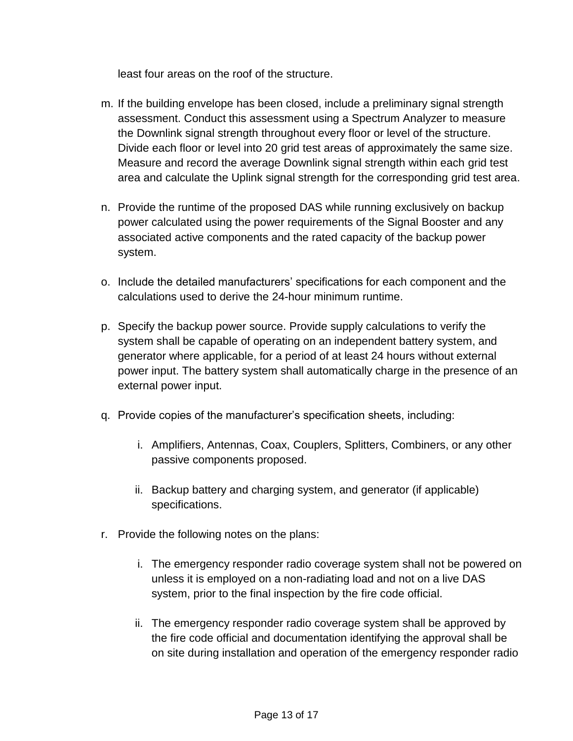least four areas on the roof of the structure.

m. If the building envelope has been closed, include a preliminary signal strength assessment. Conduct this assessment using a Spectrum Analyzer to measure the Downlink signal strength throughout every floor or level of the structure. Divide each floor or level into 20 grid test areas of approximately the same size. Measure and record the average Downlink signal strength within each grid test area and calculate the Uplink signal strength for the corresponding grid test area.

n. Provide the runtime of the proposed DAS while running exclusively on backup power calculated using the power requirements of the Signal Booster and any associated active components and the rated capacity of the backup power system.

o. Include the detailed manufacturers' specifications for each component and the calculations used to derive the 24-hour minimum runtime.

p. Specify the backup power source. Provide supply calculations to verify the system shall be capable of operating on an independent battery system, and generator where applicable, for a period of at least 24 hours without external power input. The battery system shall automatically charge in the presence of an external power input.

q. Provide copies of the manufacturer's specification sheets, including:

   i. Amplifiers, Antennas, Coax, Couplers, Splitters, Combiners, or any other passive components proposed.

   ii. Backup battery and charging system, and generator (if applicable) specifications.

r. Provide the following notes on the plans:

   i. The emergency responder radio coverage system shall not be powered on unless it is employed on a non-radiating load and not on a live DAS system, prior to the final inspection by the fire code official.

   ii. The emergency responder radio coverage system shall be approved by the fire code official and documentation identifying the approval shall be on site during installation and operation of the emergency responder radio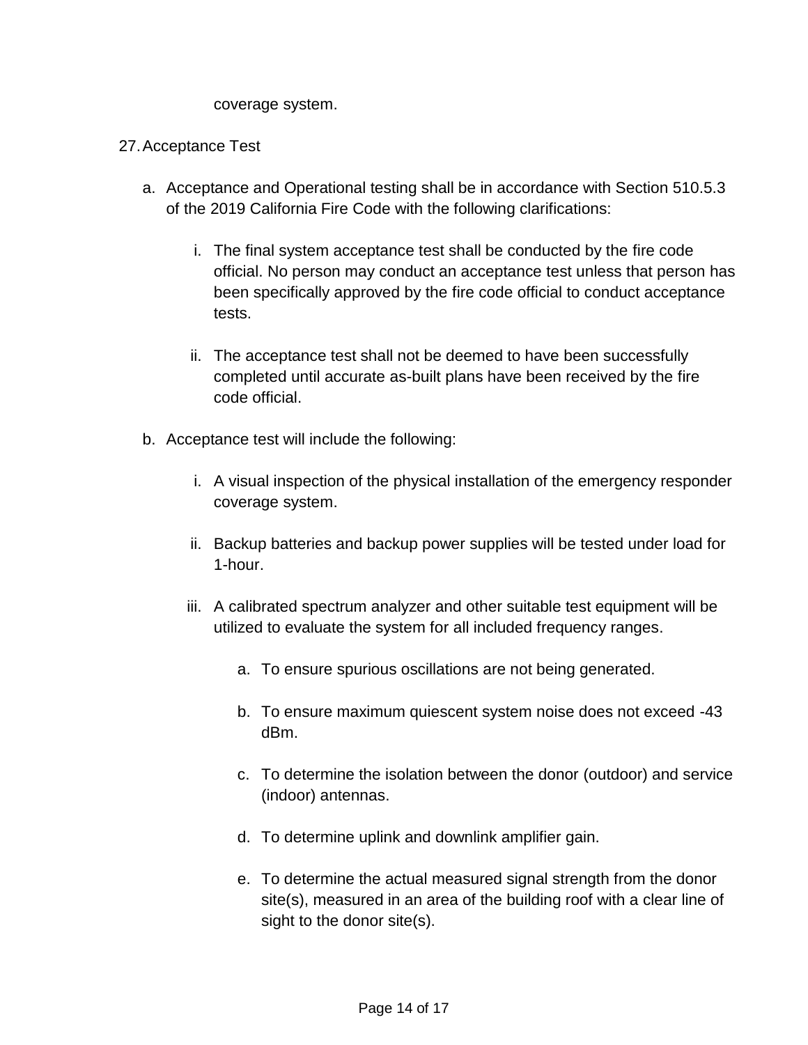coverage system.

27. Acceptance Test

   a. Acceptance and Operational testing shall be in accordance with Section 510.5.3 of the 2019 California Fire Code with the following clarifications:

      i. The final system acceptance test shall be conducted by the fire code official. No person may conduct an acceptance test unless that person has been specifically approved by the fire code official to conduct acceptance tests.

      ii. The acceptance test shall not be deemed to have been successfully completed until accurate as-built plans have been received by the fire code official.

   b. Acceptance test will include the following:

      i. A visual inspection of the physical installation of the emergency responder coverage system.

      ii. Backup batteries and backup power supplies will be tested under load for 1-hour.

      iii. A calibrated spectrum analyzer and other suitable test equipment will be utilized to evaluate the system for all included frequency ranges.

         a. To ensure spurious oscillations are not being generated.

         b. To ensure maximum quiescent system noise does not exceed -43 dBm.

         c. To determine the isolation between the donor (outdoor) and service (indoor) antennas.

         d. To determine uplink and downlink amplifier gain.

         e. To determine the actual measured signal strength from the donor site(s), measured in an area of the building roof with a clear line of sight to the donor site(s).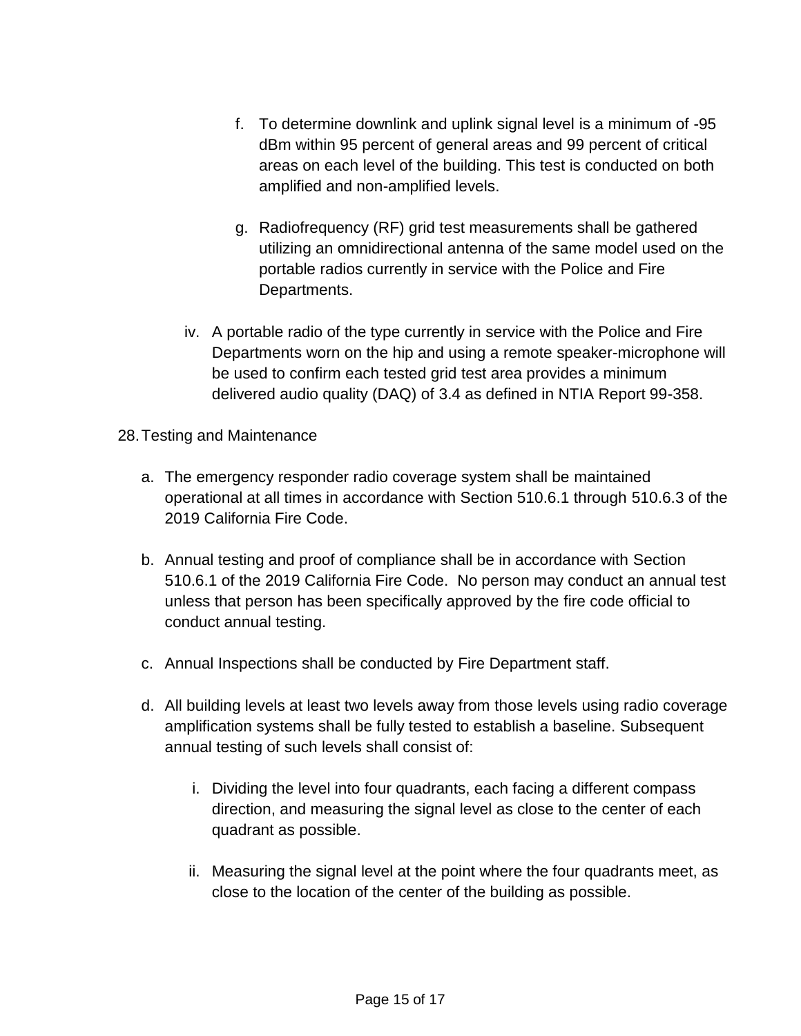f. To determine downlink and uplink signal level is a minimum of -95 dBm within 95 percent of general areas and 99 percent of critical areas on each level of the building. This test is conducted on both amplified and non-amplified levels.

g. Radiofrequency (RF) grid test measurements shall be gathered utilizing an omnidirectional antenna of the same model used on the portable radios currently in service with the Police and Fire Departments.

iv. A portable radio of the type currently in service with the Police and Fire Departments worn on the hip and using a remote speaker-microphone will be used to confirm each tested grid test area provides a minimum delivered audio quality (DAQ) of 3.4 as defined in NTIA Report 99-358.

28. Testing and Maintenance

a. The emergency responder radio coverage system shall be maintained operational at all times in accordance with Section 510.6.1 through 510.6.3 of the 2019 California Fire Code.

b. Annual testing and proof of compliance shall be in accordance with Section 510.6.1 of the 2019 California Fire Code. No person may conduct an annual test unless that person has been specifically approved by the fire code official to conduct annual testing.

c. Annual Inspections shall be conducted by Fire Department staff.

d. All building levels at least two levels away from those levels using radio coverage amplification systems shall be fully tested to establish a baseline. Subsequent annual testing of such levels shall consist of:

   i. Dividing the level into four quadrants, each facing a different compass direction, and measuring the signal level as close to the center of each quadrant as possible.

   ii. Measuring the signal level at the point where the four quadrants meet, as close to the location of the center of the building as possible.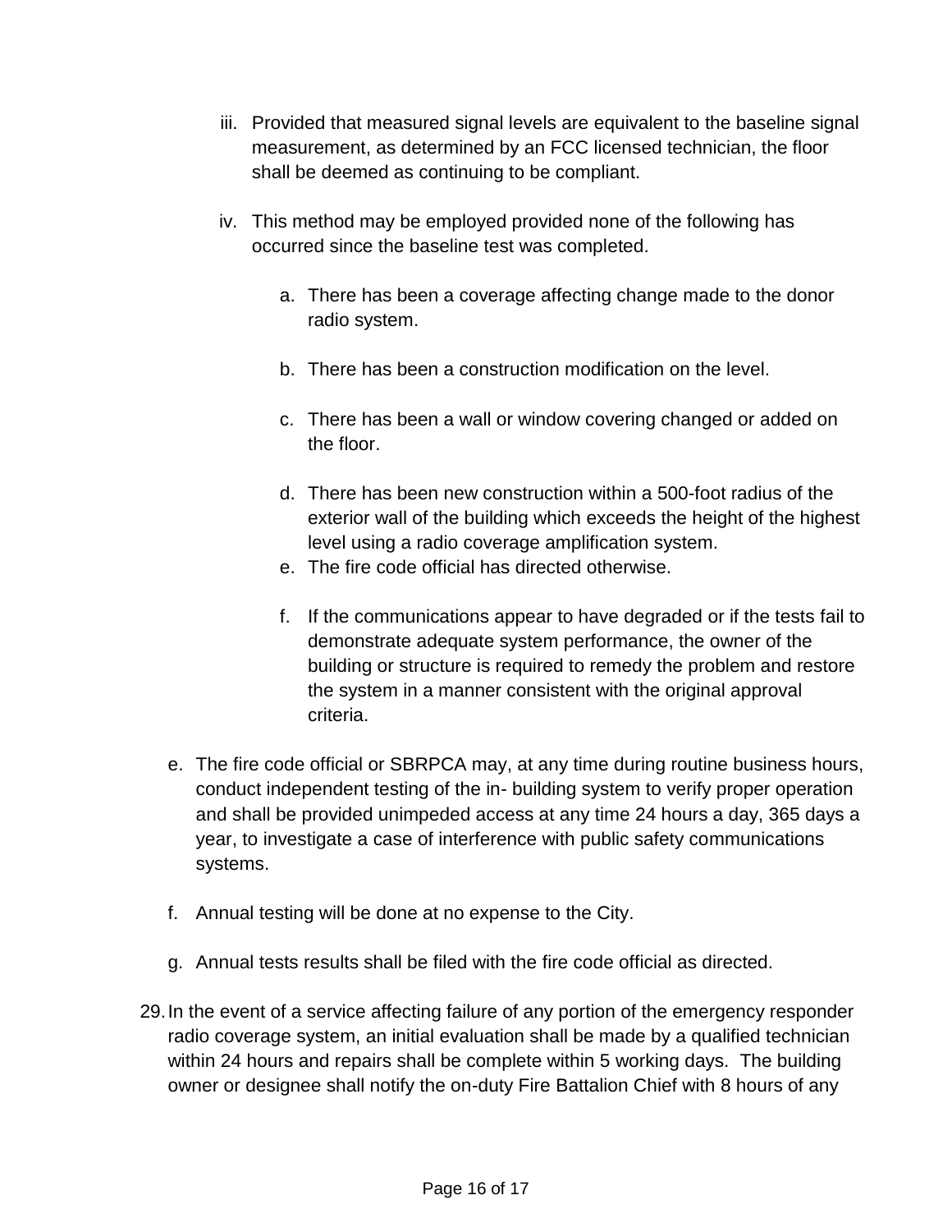iii. Provided that measured signal levels are equivalent to the baseline signal measurement, as determined by an FCC licensed technician, the floor shall be deemed as continuing to be compliant.

iv. This method may be employed provided none of the following has occurred since the baseline test was completed.

a. There has been a coverage affecting change made to the donor radio system.

b. There has been a construction modification on the level.

c. There has been a wall or window covering changed or added on the floor.

d. There has been new construction within a 500-foot radius of the exterior wall of the building which exceeds the height of the highest level using a radio coverage amplification system.

e. The fire code official has directed otherwise.

f. If the communications appear to have degraded or if the tests fail to demonstrate adequate system performance, the owner of the building or structure is required to remedy the problem and restore the system in a manner consistent with the original approval criteria.

e. The fire code official or SBRPCA may, at any time during routine business hours, conduct independent testing of the in- building system to verify proper operation and shall be provided unimpeded access at any time 24 hours a day, 365 days a year, to investigate a case of interference with public safety communications systems.

f. Annual testing will be done at no expense to the City.

g. Annual tests results shall be filed with the fire code official as directed.

29. In the event of a service affecting failure of any portion of the emergency responder radio coverage system, an initial evaluation shall be made by a qualified technician within 24 hours and repairs shall be complete within 5 working days. The building owner or designee shall notify the on-duty Fire Battalion Chief with 8 hours of any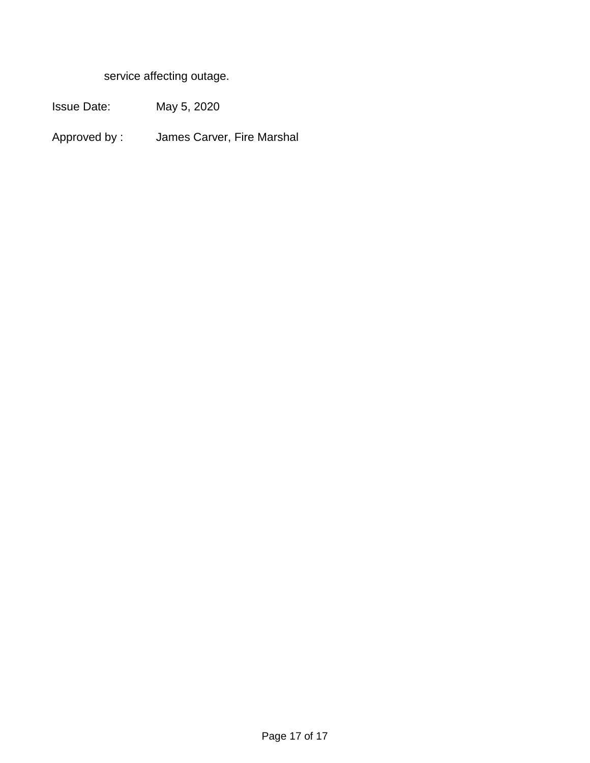service affecting outage.

Issue Date: May 5, 2020

Approved by : James Carver, Fire Marshal